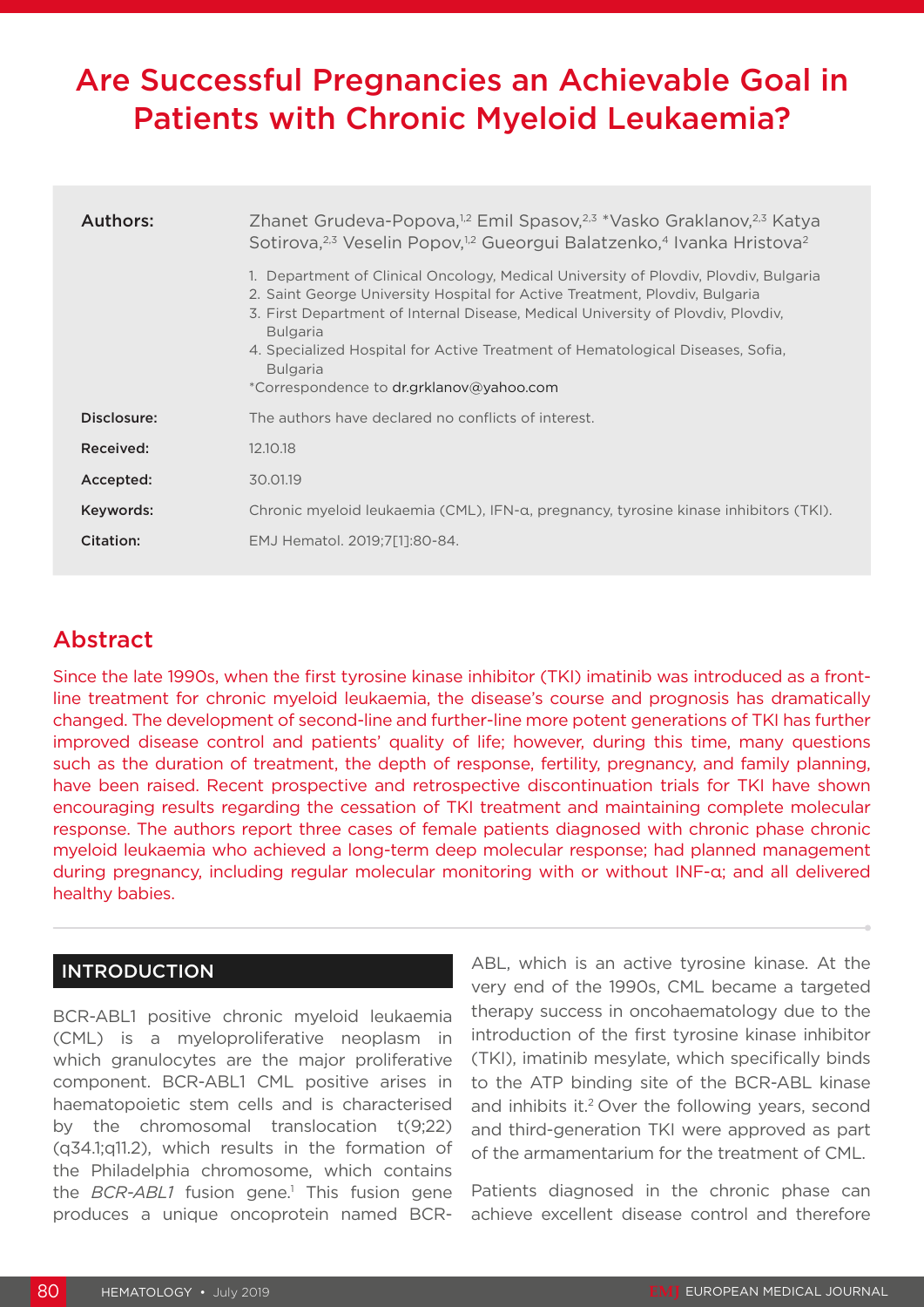# Are Successful Pregnancies an Achievable Goal in Patients with Chronic Myeloid Leukaemia?

| | |
|---|---|
| **Authors:** | Zhanet Grudeva-Popova,[1,2] Emil Spasov,[2,3] *Vasko Graklanov,[2,3] Katya Sotirova,[2,3] Veselin Popov,[1,2] Gueorgui Balatzenko,[4] Ivanka Hristova[2]<br><br>1. Department of Clinical Oncology, Medical University of Plovdiv, Plovdiv, Bulgaria<br>2. Saint George University Hospital for Active Treatment, Plovdiv, Bulgaria<br>3. First Department of Internal Disease, Medical University of Plovdiv, Plovdiv, Bulgaria<br>4. Specialized Hospital for Active Treatment of Hematological Diseases, Sofia, Bulgaria<br>*Correspondence to dr.grklanov@yahoo.com |
| **Disclosure:** | The authors have declared no conflicts of interest. |
| **Received:** | 12.10.18 |
| **Accepted:** | 30.01.19 |
| **Keywords:** | Chronic myeloid leukaemia (CML), IFN-α, pregnancy, tyrosine kinase inhibitors (TKI). |
| **Citation:** | EMJ Hematol. 2019;7[1]:80-84. |

## Abstract

Since the late 1990s, when the first tyrosine kinase inhibitor (TKI) imatinib was introduced as a front-line treatment for chronic myeloid leukaemia, the disease's course and prognosis has dramatically changed. The development of second-line and further-line more potent generations of TKI has further improved disease control and patients' quality of life; however, during this time, many questions such as the duration of treatment, the depth of response, fertility, pregnancy, and family planning, have been raised. Recent prospective and retrospective discontinuation trials for TKI have shown encouraging results regarding the cessation of TKI treatment and maintaining complete molecular response. The authors report three cases of female patients diagnosed with chronic phase chronic myeloid leukaemia who achieved a long-term deep molecular response; had planned management during pregnancy, including regular molecular monitoring with or without INF-α; and all delivered healthy babies.

## INTRODUCTION

BCR-ABL1 positive chronic myeloid leukaemia (CML) is a myeloproliferative neoplasm in which granulocytes are the major proliferative component. BCR-ABL1 CML positive arises in haematopoietic stem cells and is characterised by the chromosomal translocation t(9;22)(q34.1;q11.2), which results in the formation of the Philadelphia chromosome, which contains the *BCR-ABL1* fusion gene.[1] This fusion gene produces a unique oncoprotein named BCR-ABL, which is an active tyrosine kinase. At the very end of the 1990s, CML became a targeted therapy success in oncohaematology due to the introduction of the first tyrosine kinase inhibitor (TKI), imatinib mesylate, which specifically binds to the ATP binding site of the BCR-ABL kinase and inhibits it.[2] Over the following years, second and third-generation TKI were approved as part of the armamentarium for the treatment of CML.

Patients diagnosed in the chronic phase can achieve excellent disease control and therefore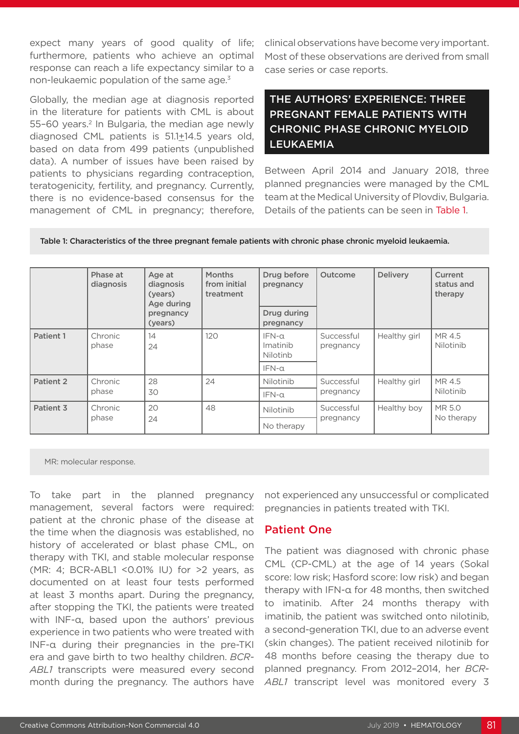expect many years of good quality of life; furthermore, patients who achieve an optimal response can reach a life expectancy similar to a non-leukaemic population of the same age.[3]

Globally, the median age at diagnosis reported in the literature for patients with CML is about 55–60 years.[2] In Bulgaria, the median age newly diagnosed CML patients is 51.1±14.5 years old, based on data from 499 patients (unpublished data). A number of issues have been raised by patients to physicians regarding contraception, teratogenicity, fertility, and pregnancy. Currently, there is no evidence-based consensus for the management of CML in pregnancy; therefore, clinical observations have become very important. Most of these observations are derived from small case series or case reports.

## THE AUTHORS' EXPERIENCE: THREE PREGNANT FEMALE PATIENTS WITH CHRONIC PHASE CHRONIC MYELOID LEUKAEMIA

Between April 2014 and January 2018, three planned pregnancies were managed by the CML team at the Medical University of Plovdiv, Bulgaria. Details of the patients can be seen in Table 1.

**Table 1: Characteristics of the three pregnant female patients with chronic phase chronic myeloid leukaemia.**

| | Phase at diagnosis | Age at diagnosis (years) Age during pregnancy (years) | Months from initial treatment | Drug before pregnancy / Drug during pregnancy | Outcome | Delivery | Current status and therapy |
|---|---|---|---|---|---|---|---|
| **Patient 1** | Chronic phase | 14<br>24 | 120 | IFN-α Imatinib Nilotinib / IFN-α | Successful pregnancy | Healthy girl | MR 4.5 Nilotinib |
| **Patient 2** | Chronic phase | 28<br>30 | 24 | Nilotinib / IFN-α | Successful pregnancy | Healthy girl | MR 4.5 Nilotinib |
| **Patient 3** | Chronic phase | 20<br>24 | 48 | Nilotinib / No therapy | Successful pregnancy | Healthy boy | MR 5.0 No therapy |

MR: molecular response.

To take part in the planned pregnancy management, several factors were required: patient at the chronic phase of the disease at the time when the diagnosis was established, no history of accelerated or blast phase CML, on therapy with TKI, and stable molecular response (MR: 4; BCR-ABL1 <0.01% IU) for >2 years, as documented on at least four tests performed at least 3 months apart. During the pregnancy, after stopping the TKI, the patients were treated with INF-α, based upon the authors' previous experience in two patients who were treated with INF-α during their pregnancies in the pre-TKI era and gave birth to two healthy children. *BCR-ABL1* transcripts were measured every second month during the pregnancy. The authors have not experienced any unsuccessful or complicated pregnancies in patients treated with TKI.

### Patient One

The patient was diagnosed with chronic phase CML (CP-CML) at the age of 14 years (Sokal score: low risk; Hasford score: low risk) and began therapy with IFN-α for 48 months, then switched to imatinib. After 24 months therapy with imatinib, the patient was switched onto nilotinib, a second-generation TKI, due to an adverse event (skin changes). The patient received nilotinib for 48 months before ceasing the therapy due to planned pregnancy. From 2012–2014, her *BCR-ABL1* transcript level was monitored every 3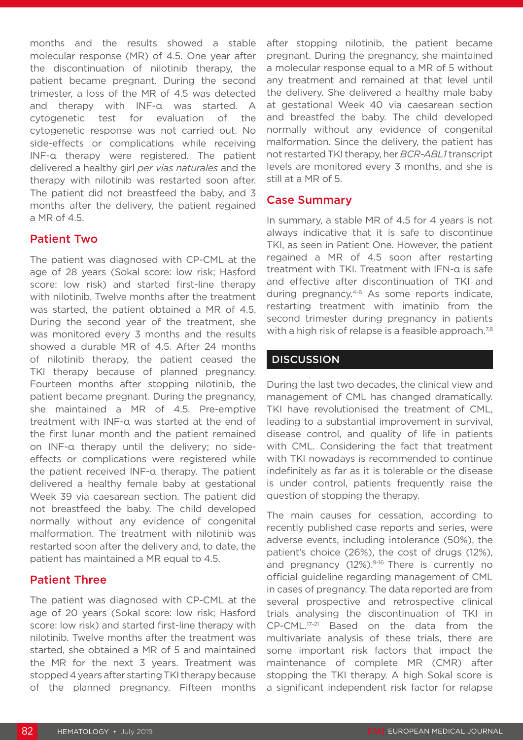months and the results showed a stable molecular response (MR) of 4.5. One year after the discontinuation of nilotinib therapy, the patient became pregnant. During the second trimester, a loss of the MR of 4.5 was detected and therapy with INF-α was started. A cytogenetic test for evaluation of the cytogenetic response was not carried out. No side-effects or complications while receiving INF-α therapy were registered. The patient delivered a healthy girl *per vias naturales* and the therapy with nilotinib was restarted soon after. The patient did not breastfeed the baby, and 3 months after the delivery, the patient regained a MR of 4.5.

### Patient Two

The patient was diagnosed with CP-CML at the age of 28 years (Sokal score: low risk; Hasford score: low risk) and started first-line therapy with nilotinib. Twelve months after the treatment was started, the patient obtained a MR of 4.5. During the second year of the treatment, she was monitored every 3 months and the results showed a durable MR of 4.5. After 24 months of nilotinib therapy, the patient ceased the TKI therapy because of planned pregnancy. Fourteen months after stopping nilotinib, the patient became pregnant. During the pregnancy, she maintained a MR of 4.5. Pre-emptive treatment with INF-α was started at the end of the first lunar month and the patient remained on INF-α therapy until the delivery; no side-effects or complications were registered while the patient received INF-α therapy. The patient delivered a healthy female baby at gestational Week 39 via caesarean section. The patient did not breastfeed the baby. The child developed normally without any evidence of congenital malformation. The treatment with nilotinib was restarted soon after the delivery and, to date, the patient has maintained a MR equal to 4.5.

### Patient Three

The patient was diagnosed with CP-CML at the age of 20 years (Sokal score: low risk; Hasford score: low risk) and started first-line therapy with nilotinib. Twelve months after the treatment was started, she obtained a MR of 5 and maintained the MR for the next 3 years. Treatment was stopped 4 years after starting TKI therapy because of the planned pregnancy. Fifteen months after stopping nilotinib, the patient became pregnant. During the pregnancy, she maintained a molecular response equal to a MR of 5 without any treatment and remained at that level until the delivery. She delivered a healthy male baby at gestational Week 40 via caesarean section and breastfed the baby. The child developed normally without any evidence of congenital malformation. Since the delivery, the patient has not restarted TKI therapy, her *BCR-ABL1* transcript levels are monitored every 3 months, and she is still at a MR of 5.

### Case Summary

In summary, a stable MR of 4.5 for 4 years is not always indicative that it is safe to discontinue TKI, as seen in Patient One. However, the patient regained a MR of 4.5 soon after restarting treatment with TKI. Treatment with IFN-α is safe and effective after discontinuation of TKI and during pregnancy.[4-6] As some reports indicate, restarting treatment with imatinib from the second trimester during pregnancy in patients with a high risk of relapse is a feasible approach.[7,8]

## DISCUSSION

During the last two decades, the clinical view and management of CML has changed dramatically. TKI have revolutionised the treatment of CML, leading to a substantial improvement in survival, disease control, and quality of life in patients with CML. Considering the fact that treatment with TKI nowadays is recommended to continue indefinitely as far as it is tolerable or the disease is under control, patients frequently raise the question of stopping the therapy.

The main causes for cessation, according to recently published case reports and series, were adverse events, including intolerance (50%), the patient's choice (26%), the cost of drugs (12%), and pregnancy (12%).[9-16] There is currently no official guideline regarding management of CML in cases of pregnancy. The data reported are from several prospective and retrospective clinical trials analysing the discontinuation of TKI in CP-CML.[17-21] Based on the data from the multivariate analysis of these trials, there are some important risk factors that impact the maintenance of complete MR (CMR) after stopping the TKI therapy. A high Sokal score is a significant independent risk factor for relapse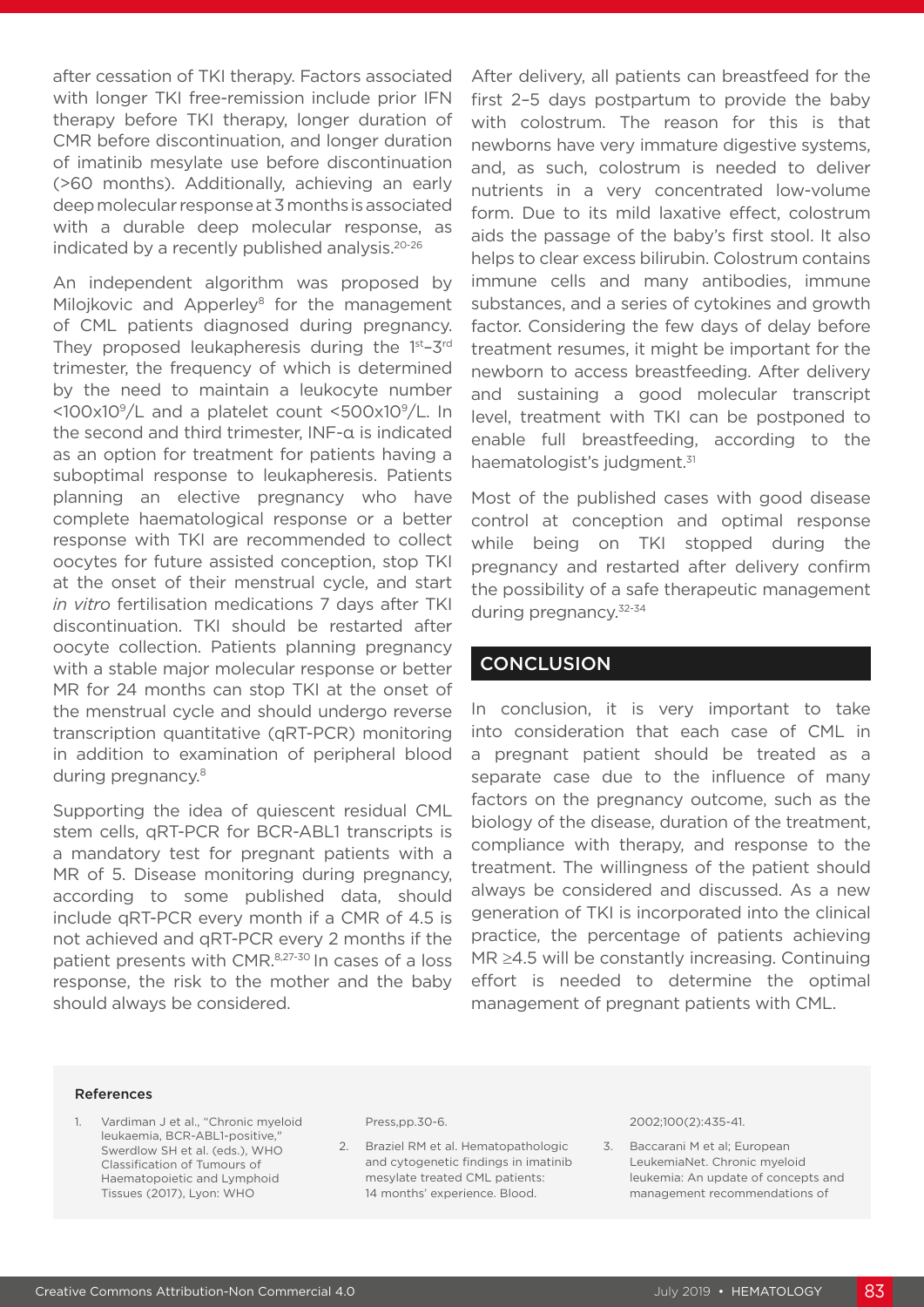after cessation of TKI therapy. Factors associated with longer TKI free-remission include prior IFN therapy before TKI therapy, longer duration of CMR before discontinuation, and longer duration of imatinib mesylate use before discontinuation (>60 months). Additionally, achieving an early deep molecular response at 3 months is associated with a durable deep molecular response, as indicated by a recently published analysis.[20-26]

An independent algorithm was proposed by Milojkovic and Apperley[8] for the management of CML patients diagnosed during pregnancy. They proposed leukapheresis during the 1st–3rd trimester, the frequency of which is determined by the need to maintain a leukocyte number $<100\times10^9$/L and a platelet count $<500\times10^9$/L. In the second and third trimester, INF-α is indicated as an option for treatment for patients having a suboptimal response to leukapheresis. Patients planning an elective pregnancy who have complete haematological response or a better response with TKI are recommended to collect oocytes for future assisted conception, stop TKI at the onset of their menstrual cycle, and start *in vitro* fertilisation medications 7 days after TKI discontinuation. TKI should be restarted after oocyte collection. Patients planning pregnancy with a stable major molecular response or better MR for 24 months can stop TKI at the onset of the menstrual cycle and should undergo reverse transcription quantitative (qRT-PCR) monitoring in addition to examination of peripheral blood during pregnancy.[8]

Supporting the idea of quiescent residual CML stem cells, qRT-PCR for BCR-ABL1 transcripts is a mandatory test for pregnant patients with a MR of 5. Disease monitoring during pregnancy, according to some published data, should include qRT-PCR every month if a CMR of 4.5 is not achieved and qRT-PCR every 2 months if the patient presents with CMR.[8,27-30] In cases of a loss response, the risk to the mother and the baby should always be considered.

After delivery, all patients can breastfeed for the first 2–5 days postpartum to provide the baby with colostrum. The reason for this is that newborns have very immature digestive systems, and, as such, colostrum is needed to deliver nutrients in a very concentrated low-volume form. Due to its mild laxative effect, colostrum aids the passage of the baby's first stool. It also helps to clear excess bilirubin. Colostrum contains immune cells and many antibodies, immune substances, and a series of cytokines and growth factor. Considering the few days of delay before treatment resumes, it might be important for the newborn to access breastfeeding. After delivery and sustaining a good molecular transcript level, treatment with TKI can be postponed to enable full breastfeeding, according to the haematologist's judgment.[31]

Most of the published cases with good disease control at conception and optimal response while being on TKI stopped during the pregnancy and restarted after delivery confirm the possibility of a safe therapeutic management during pregnancy.[32-34]

## CONCLUSION

In conclusion, it is very important to take into consideration that each case of CML in a pregnant patient should be treated as a separate case due to the influence of many factors on the pregnancy outcome, such as the biology of the disease, duration of the treatment, compliance with therapy, and response to the treatment. The willingness of the patient should always be considered and discussed. As a new generation of TKI is incorporated into the clinical practice, the percentage of patients achieving MR ≥4.5 will be constantly increasing. Continuing effort is needed to determine the optimal management of pregnant patients with CML.

### References

1. Vardiman J et al., "Chronic myeloid leukaemia, BCR-ABL1-positive," Swerdlow SH et al. (eds.), WHO Classification of Tumours of Haematopoietic and Lymphoid Tissues (2017), Lyon: WHO Press,pp.30-6.
2. Braziel RM et al. Hematopathologic and cytogenetic findings in imatinib mesylate treated CML patients: 14 months' experience. Blood. 2002;100(2):435-41.
3. Baccarani M et al; European LeukemiaNet. Chronic myeloid leukemia: An update of concepts and management recommendations of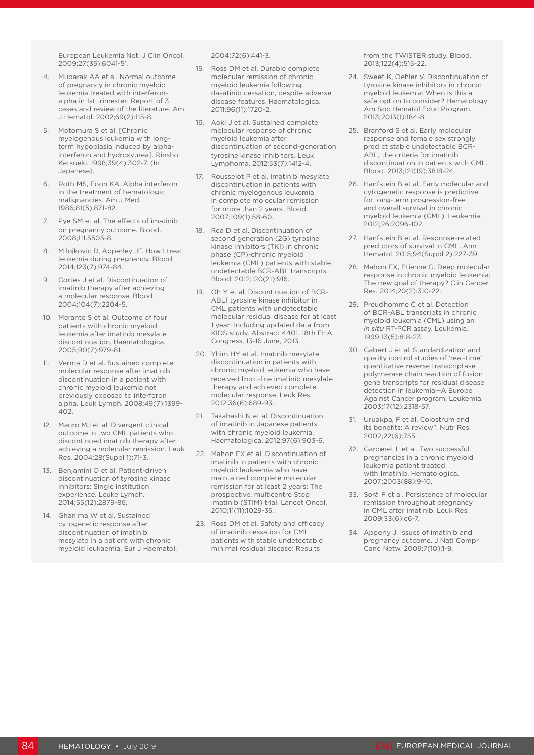European Leukemia Net. J Clin Oncol. 2009;27(35):6041-51.

4. Mubarak AA et al. Normal outcome of pregnancy in chronic myeloid leukemia treated with interferon-alpha in 1st trimester: Report of 3 cases and review of the literature. Am J Hematol. 2002;69(2):115-8.
5. Motomura S et al. [Chronic myelogenous leukemia with long-term hypoplasia induced by alpha-interferon and hydroxyurea]. Rinsho Ketsueki. 1998;39(4):302-7. (In Japanese).
6. Roth MS, Foon KA. Alpha interferon in the treatment of hematologic malignancies. Am J Med. 1986;81(5):871-82.
7. Pye SM et al. The effects of imatinib on pregnancy outcome. Blood. 2008;111:5505-8.
8. Milojkovic D, Apperley JF. How I treat leukemia during pregnancy. Blood. 2014;123(7):974-84.
9. Cortes J et al. Discontinuation of imatinib therapy after achieving a molecular response. Blood. 2004;104(7):2204-5.
10. Merante S et al. Outcome of four patients with chronic myeloid leukemia after imatinib mesylate discontinuation. Haematologica. 2005;90(7):979-81.
11. Verma D et al. Sustained complete molecular response after imatinib discontinuation in a patient with chronic myeloid leukemia not previously exposed to interferon alpha. Leuk Lymph. 2008;49(7):1399-402.
12. Mauro MJ et al. Divergent clinical outcome in two CML patients who discontinued imatinib therapy after achieving a molecular remission. Leuk Res. 2004;28(Suppl 1):71-3.
13. Benjamini O et al. Patient-driven discontinuation of tyrosine kinase inhibitors: Single institution experience. Leuke Lymph. 2014;55(12):2879-86.
14. Ghanima W et al. Sustained cytogenetic response after discontinuation of imatinib mesylate in a patient with chronic myeloid leukaemia. Eur J Haematol. 2004;72(6):441-3.
15. Ross DM et al. Durable complete molecular remission of chronic myeloid leukemia following dasatinib cessation, despite adverse disease features. Haematologica. 2011;96(11):1720-2.
16. Aoki J et al. Sustained complete molecular response of chronic myeloid leukemia after discontinuation of second-generation tyrosine kinase inhibitors. Leuk Lymphoma. 2012;53(7):1412-4.
17. Rousselot P et al. Imatinib mesylate discontinuation in patients with chronic myelogenous leukemia in complete molecular remission for more than 2 years. Blood. 2007;109(1):58-60.
18. Rea D et al. Discontinuation of second generation (2G) tyrosine kinase inhibitors (TKI) in chronic phase (CP)-chronic myeloid leukemia (CML) patients with stable undetectable BCR-ABL transcripts. Blood. 2012;120(21):916.
19. Oh Y et al. Discontinuation of BCR-ABL1 tyrosine kinase inhibitor in CML patients with undetectable molecular residual disease for at least 1 year: Including updated data from KIDS study. Abstract 4401. 18th EHA Congress, 13-16 June, 2013.
20. Yhim HY et al. Imatinib mesylate discontinuation in patients with chronic myeloid leukemia who have received front-line imatinib mesylate therapy and achieved complete molecular response. Leuk Res. 2012;36(6):689-93.
21. Takahashi N et al. Discontinuation of imatinib in Japanese patients with chronic myeloid leukemia. Haematologica. 2012;97(6):903-6.
22. Mahon FX et al. Discontinuation of imatinib in patients with chronic myeloid leukaemia who have maintained complete molecular remission for at least 2 years: The prospective, multicentre Stop Imatinib (STIM) trial. Lancet Oncol. 2010;11(11):1029-35.
23. Ross DM et al. Safety and efficacy of imatinib cessation for CML patients with stable undetectable minimal residual disease: Results from the TWISTER study. Blood. 2013;122(4):515-22.
24. Sweet K, Oehler V. Discontinuation of tyrosine kinase inhibitors in chronic myeloid leukemia: When is this a safe option to consider? Hematology Am Soc Hematol Educ Program. 2013;2013(1):184-8.
25. Branford S et al. Early molecular response and female sex strongly predict stable undetectable BCR-ABL, the criteria for imatinib discontinuation in patients with CML. Blood. 2013;121(19):3818-24.
26. Hanfstein B et al. Early molecular and cytogenetic response is predictive for long-term progression-free and overall survival in chronic myeloid leukemia (CML). Leukemia. 2012;26:2096-102.
27. Hanfstein B et al. Response-related predictors of survival in CML. Ann Hematol. 2015;94(Suppl 2):227-39.
28. Mahon FX, Etienne G. Deep molecular response in chronic myeloid leukemia: The new goal of therapy? Clin Cancer Res. 2014;20(2):310-22.
29. Preudhomme C et al. Detection of BCR-ABL transcripts in chronic myeloid leukemia (CML) using an *in situ* RT-PCR assay. Leukemia. 1999;13(5):818-23.
30. Gabert J et al. Standardization and quality control studies of 'real-time' quantitative reverse transcriptase polymerase chain reaction of fusion gene transcripts for residual disease detection in leukemia—A Europe Against Cancer program. Leukemia. 2003;17(12):2318-57.
31. Uruakpa, F et al. Colostrum and its benefits: A review". Nutr Res. 2002;22(6):755.
32. Garderet L et al. Two successful pregnancies in a chronic myeloid leukemia patient treated with Imatinib. Hematologica. 2007;2003(88):9-10.
33. Sorà F et al. Persistence of molecular remission throughout pregnancy in CML after imatinib. Leuk Res. 2009;33(6):e6-7.
34. Apperly J. Issues of imatinib and pregnancy outcome. J Natl Compr Canc Netw. 2009;7(10):1-9.